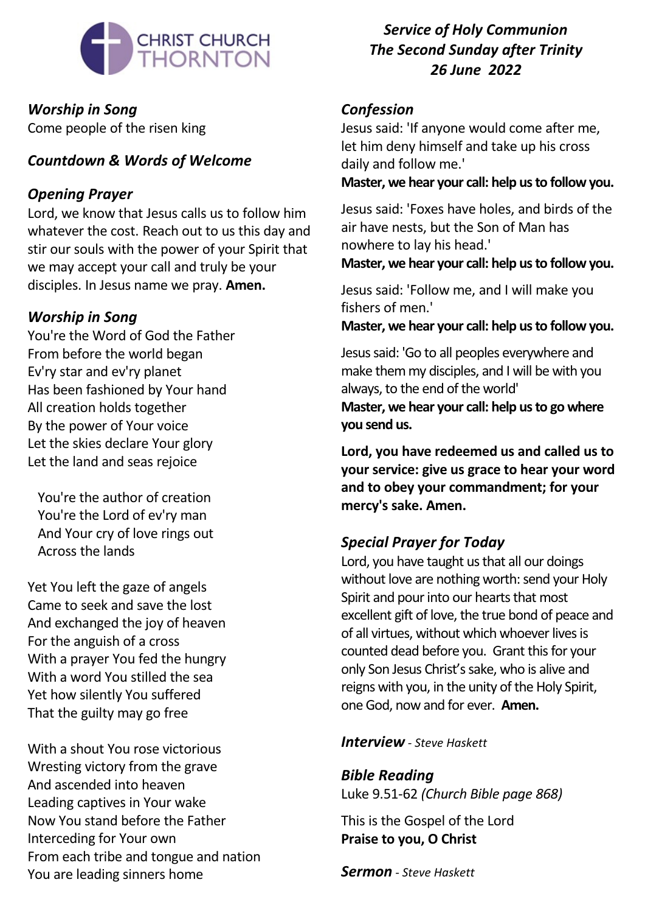CHRIST CHURCH THORNTON

*Service of Holy Communion*
*The Second Sunday after Trinity*
*26 June 2022*

## *Worship in Song*

Come people of the risen king

## *Countdown & Words of Welcome*

## *Opening Prayer*

Lord, we know that Jesus calls us to follow him whatever the cost. Reach out to us this day and stir our souls with the power of your Spirit that we may accept your call and truly be your disciples. In Jesus name we pray. **Amen.**

## *Worship in Song*

You're the Word of God the Father
From before the world began
Ev'ry star and ev'ry planet
Has been fashioned by Your hand
All creation holds together
By the power of Your voice
Let the skies declare Your glory
Let the land and seas rejoice

You're the author of creation
You're the Lord of ev'ry man
And Your cry of love rings out
Across the lands

Yet You left the gaze of angels
Came to seek and save the lost
And exchanged the joy of heaven
For the anguish of a cross
With a prayer You fed the hungry
With a word You stilled the sea
Yet how silently You suffered
That the guilty may go free

With a shout You rose victorious
Wresting victory from the grave
And ascended into heaven
Leading captives in Your wake
Now You stand before the Father
Interceding for Your own
From each tribe and tongue and nation
You are leading sinners home

## *Confession*

Jesus said: 'If anyone would come after me, let him deny himself and take up his cross daily and follow me.'
**Master, we hear your call: help us to follow you.**

Jesus said: 'Foxes have holes, and birds of the air have nests, but the Son of Man has nowhere to lay his head.'
**Master, we hear your call: help us to follow you.**

Jesus said: 'Follow me, and I will make you fishers of men.'
**Master, we hear your call: help us to follow you.**

Jesus said: 'Go to all peoples everywhere and make them my disciples, and I will be with you always, to the end of the world'
**Master, we hear your call: help us to go where you send us.**

**Lord, you have redeemed us and called us to your service: give us grace to hear your word and to obey your commandment; for your mercy's sake. Amen.**

## *Special Prayer for Today*

Lord, you have taught us that all our doings without love are nothing worth: send your Holy Spirit and pour into our hearts that most excellent gift of love, the true bond of peace and of all virtues, without which whoever lives is counted dead before you. Grant this for your only Son Jesus Christ's sake, who is alive and reigns with you, in the unity of the Holy Spirit, one God, now and for ever. **Amen.**

## *Interview* - *Steve Haskett*

## *Bible Reading*

Luke 9.51-62 *(Church Bible page 868)*

This is the Gospel of the Lord
**Praise to you, O Christ**

## *Sermon* - *Steve Haskett*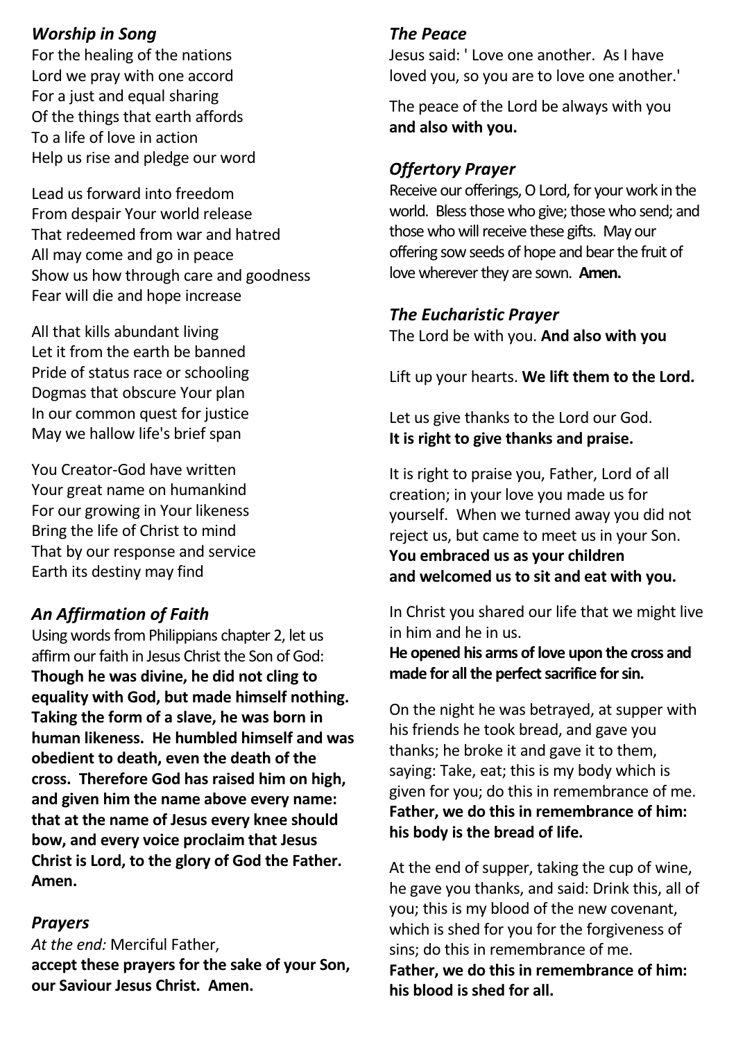## *Worship in Song*

For the healing of the nations
Lord we pray with one accord
For a just and equal sharing
Of the things that earth affords
To a life of love in action
Help us rise and pledge our word

Lead us forward into freedom
From despair Your world release
That redeemed from war and hatred
All may come and go in peace
Show us how through care and goodness
Fear will die and hope increase

All that kills abundant living
Let it from the earth be banned
Pride of status race or schooling
Dogmas that obscure Your plan
In our common quest for justice
May we hallow life's brief span

You Creator-God have written
Your great name on humankind
For our growing in Your likeness
Bring the life of Christ to mind
That by our response and service
Earth its destiny may find

## *An Affirmation of Faith*

Using words from Philippians chapter 2, let us affirm our faith in Jesus Christ the Son of God:
**Though he was divine, he did not cling to equality with God, but made himself nothing. Taking the form of a slave, he was born in human likeness. He humbled himself and was obedient to death, even the death of the cross. Therefore God has raised him on high, and given him the name above every name: that at the name of Jesus every knee should bow, and every voice proclaim that Jesus Christ is Lord, to the glory of God the Father. Amen.**

## *Prayers*

*At the end:* Merciful Father,
**accept these prayers for the sake of your Son, our Saviour Jesus Christ. Amen.**

## *The Peace*

Jesus said: ' Love one another. As I have loved you, so you are to love one another.'

The peace of the Lord be always with you
**and also with you.**

## *Offertory Prayer*

Receive our offerings, O Lord, for your work in the world. Bless those who give; those who send; and those who will receive these gifts. May our offering sow seeds of hope and bear the fruit of love wherever they are sown. **Amen.**

## *The Eucharistic Prayer*

The Lord be with you. **And also with you**

Lift up your hearts. **We lift them to the Lord.**

Let us give thanks to the Lord our God.
**It is right to give thanks and praise.**

It is right to praise you, Father, Lord of all creation; in your love you made us for yourself. When we turned away you did not reject us, but came to meet us in your Son.
**You embraced us as your children
and welcomed us to sit and eat with you.**

In Christ you shared our life that we might live in him and he in us.
**He opened his arms of love upon the cross and made for all the perfect sacrifice for sin.**

On the night he was betrayed, at supper with his friends he took bread, and gave you thanks; he broke it and gave it to them, saying: Take, eat; this is my body which is given for you; do this in remembrance of me.
**Father, we do this in remembrance of him:
his body is the bread of life.**

At the end of supper, taking the cup of wine, he gave you thanks, and said: Drink this, all of you; this is my blood of the new covenant, which is shed for you for the forgiveness of sins; do this in remembrance of me.
**Father, we do this in remembrance of him:
his blood is shed for all.**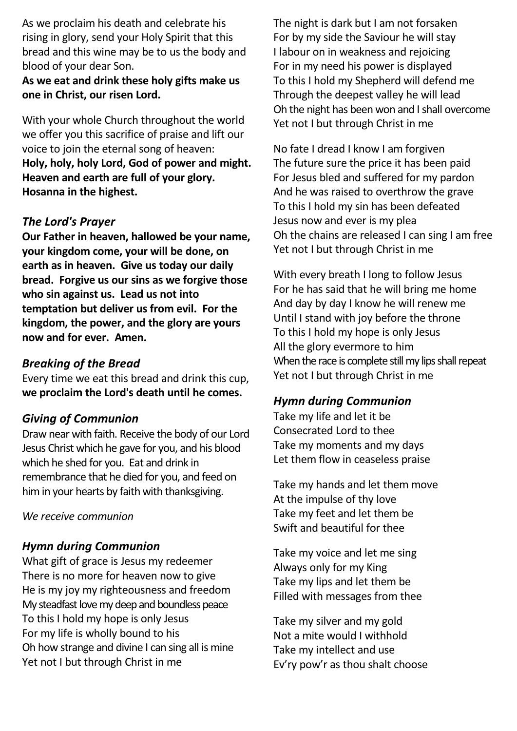As we proclaim his death and celebrate his rising in glory, send your Holy Spirit that this bread and this wine may be to us the body and blood of your dear Son.
**As we eat and drink these holy gifts make us one in Christ, our risen Lord.**

With your whole Church throughout the world we offer you this sacrifice of praise and lift our voice to join the eternal song of heaven:
**Holy, holy, holy Lord, God of power and might. Heaven and earth are full of your glory. Hosanna in the highest.**

### *The Lord's Prayer*

**Our Father in heaven, hallowed be your name, your kingdom come, your will be done, on earth as in heaven. Give us today our daily bread. Forgive us our sins as we forgive those who sin against us. Lead us not into temptation but deliver us from evil. For the kingdom, the power, and the glory are yours now and for ever. Amen.**

### *Breaking of the Bread*

Every time we eat this bread and drink this cup,
**we proclaim the Lord's death until he comes.**

### *Giving of Communion*

Draw near with faith. Receive the body of our Lord Jesus Christ which he gave for you, and his blood which he shed for you. Eat and drink in remembrance that he died for you, and feed on him in your hearts by faith with thanksgiving.

*We receive communion*

### *Hymn during Communion*

What gift of grace is Jesus my redeemer
There is no more for heaven now to give
He is my joy my righteousness and freedom
My steadfast love my deep and boundless peace
To this I hold my hope is only Jesus
For my life is wholly bound to his
Oh how strange and divine I can sing all is mine
Yet not I but through Christ in me

The night is dark but I am not forsaken
For by my side the Saviour he will stay
I labour on in weakness and rejoicing
For in my need his power is displayed
To this I hold my Shepherd will defend me
Through the deepest valley he will lead
Oh the night has been won and I shall overcome
Yet not I but through Christ in me

No fate I dread I know I am forgiven
The future sure the price it has been paid
For Jesus bled and suffered for my pardon
And he was raised to overthrow the grave
To this I hold my sin has been defeated
Jesus now and ever is my plea
Oh the chains are released I can sing I am free
Yet not I but through Christ in me

With every breath I long to follow Jesus
For he has said that he will bring me home
And day by day I know he will renew me
Until I stand with joy before the throne
To this I hold my hope is only Jesus
All the glory evermore to him
When the race is complete still my lips shall repeat
Yet not I but through Christ in me

### *Hymn during Communion*

Take my life and let it be
Consecrated Lord to thee
Take my moments and my days
Let them flow in ceaseless praise

Take my hands and let them move
At the impulse of thy love
Take my feet and let them be
Swift and beautiful for thee

Take my voice and let me sing
Always only for my King
Take my lips and let them be
Filled with messages from thee

Take my silver and my gold
Not a mite would I withhold
Take my intellect and use
Ev'ry pow'r as thou shalt choose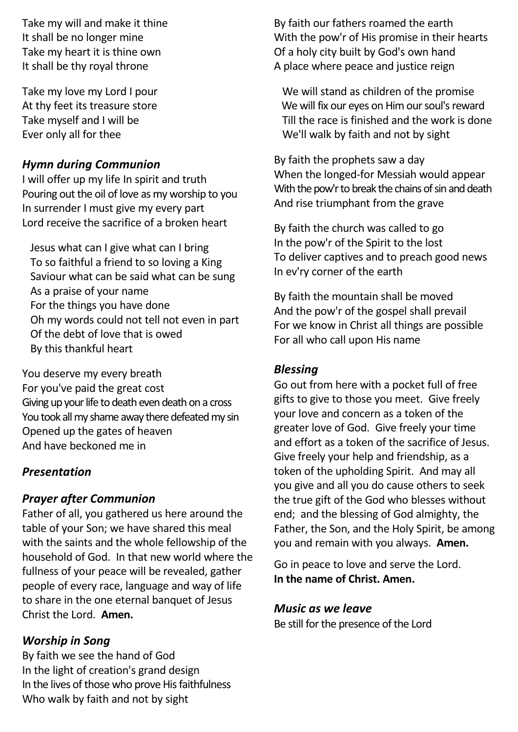Take my will and make it thine
It shall be no longer mine
Take my heart it is thine own
It shall be thy royal throne

Take my love my Lord I pour
At thy feet its treasure store
Take myself and I will be
Ever only all for thee

### *Hymn during Communion*

I will offer up my life In spirit and truth
Pouring out the oil of love as my worship to you
In surrender I must give my every part
Lord receive the sacrifice of a broken heart

Jesus what can I give what can I bring
To so faithful a friend to so loving a King
Saviour what can be said what can be sung
As a praise of your name
For the things you have done
Oh my words could not tell not even in part
Of the debt of love that is owed
By this thankful heart

You deserve my every breath
For you've paid the great cost
Giving up your life to death even death on a cross
You took all my shame away there defeated my sin
Opened up the gates of heaven
And have beckoned me in

### *Presentation*

### *Prayer after Communion*

Father of all, you gathered us here around the table of your Son; we have shared this meal with the saints and the whole fellowship of the household of God. In that new world where the fullness of your peace will be revealed, gather people of every race, language and way of life to share in the one eternal banquet of Jesus Christ the Lord. **Amen.**

### *Worship in Song*

By faith we see the hand of God
In the light of creation's grand design
In the lives of those who prove His faithfulness
Who walk by faith and not by sight

By faith our fathers roamed the earth
With the pow'r of His promise in their hearts
Of a holy city built by God's own hand
A place where peace and justice reign

We will stand as children of the promise
We will fix our eyes on Him our soul's reward
Till the race is finished and the work is done
We'll walk by faith and not by sight

By faith the prophets saw a day
When the longed-for Messiah would appear
With the pow'r to break the chains of sin and death
And rise triumphant from the grave

By faith the church was called to go
In the pow'r of the Spirit to the lost
To deliver captives and to preach good news
In ev'ry corner of the earth

By faith the mountain shall be moved
And the pow'r of the gospel shall prevail
For we know in Christ all things are possible
For all who call upon His name

### *Blessing*

Go out from here with a pocket full of free gifts to give to those you meet. Give freely your love and concern as a token of the greater love of God. Give freely your time and effort as a token of the sacrifice of Jesus. Give freely your help and friendship, as a token of the upholding Spirit. And may all you give and all you do cause others to seek the true gift of the God who blesses without end; and the blessing of God almighty, the Father, the Son, and the Holy Spirit, be among you and remain with you always. **Amen.**

Go in peace to love and serve the Lord.
**In the name of Christ. Amen.**

### *Music as we leave*

Be still for the presence of the Lord